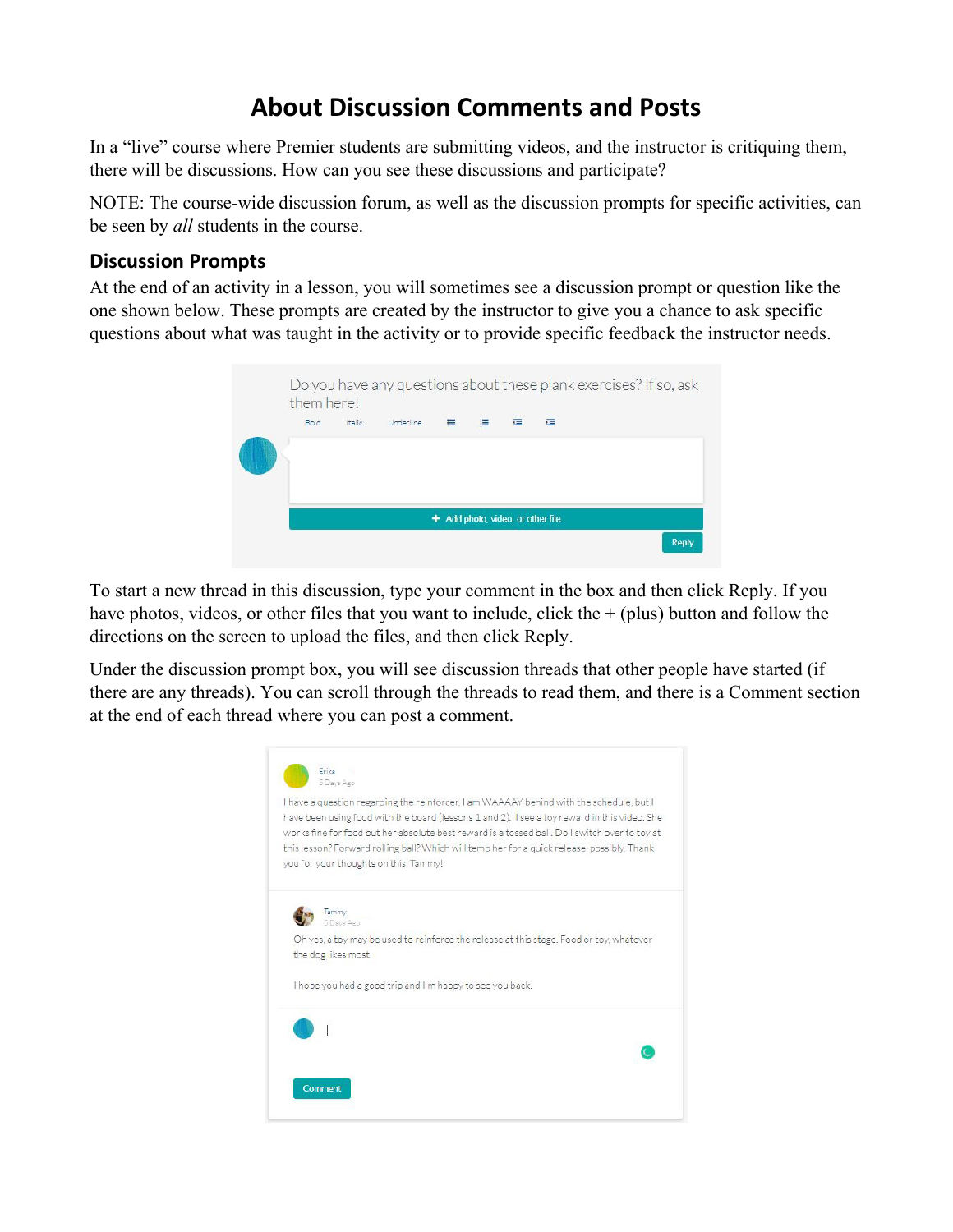# About Discussion Comments and Posts

In a "live" course where Premier students are submitting videos, and the instructor is critiquing them, there will be discussions. How can you see these discussions and participate?

NOTE: The course-wide discussion forum, as well as the discussion prompts for specific activities, can be seen by *all* students in the course.

## Discussion Prompts

At the end of an activity in a lesson, you will sometimes see a discussion prompt or question like the one shown below. These prompts are created by the instructor to give you a chance to ask specific questions about what was taught in the activity or to provide specific feedback the instructor needs.

To start a new thread in this discussion, type your comment in the box and then click Reply. If you have photos, videos, or other files that you want to include, click the + (plus) button and follow the directions on the screen to upload the files, and then click Reply.

Under the discussion prompt box, you will see discussion threads that other people have started (if there are any threads). You can scroll through the threads to read them, and there is a Comment section at the end of each thread where you can post a comment.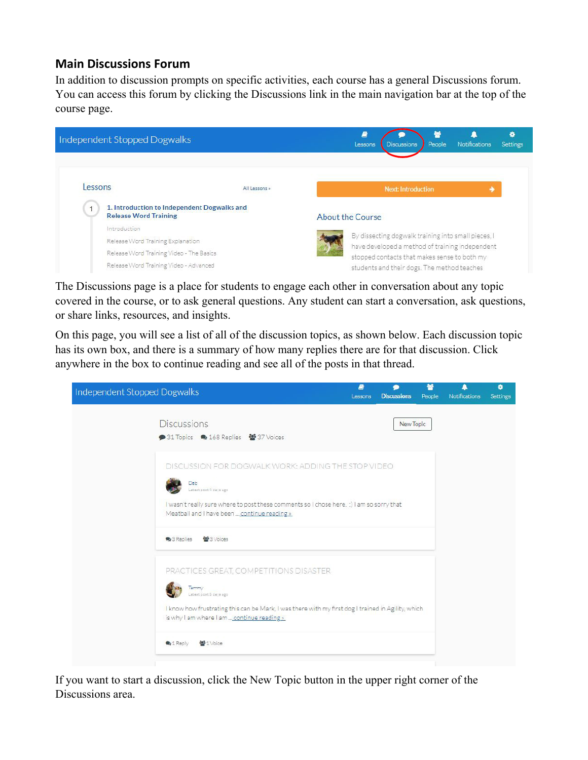## Main Discussions Forum

In addition to discussion prompts on specific activities, each course has a general Discussions forum. You can access this forum by clicking the Discussions link in the main navigation bar at the top of the course page.

The Discussions page is a place for students to engage each other in conversation about any topic covered in the course, or to ask general questions. Any student can start a conversation, ask questions, or share links, resources, and insights.

On this page, you will see a list of all of the discussion topics, as shown below. Each discussion topic has its own box, and there is a summary of how many replies there are for that discussion. Click anywhere in the box to continue reading and see all of the posts in that thread.

If you want to start a discussion, click the New Topic button in the upper right corner of the Discussions area.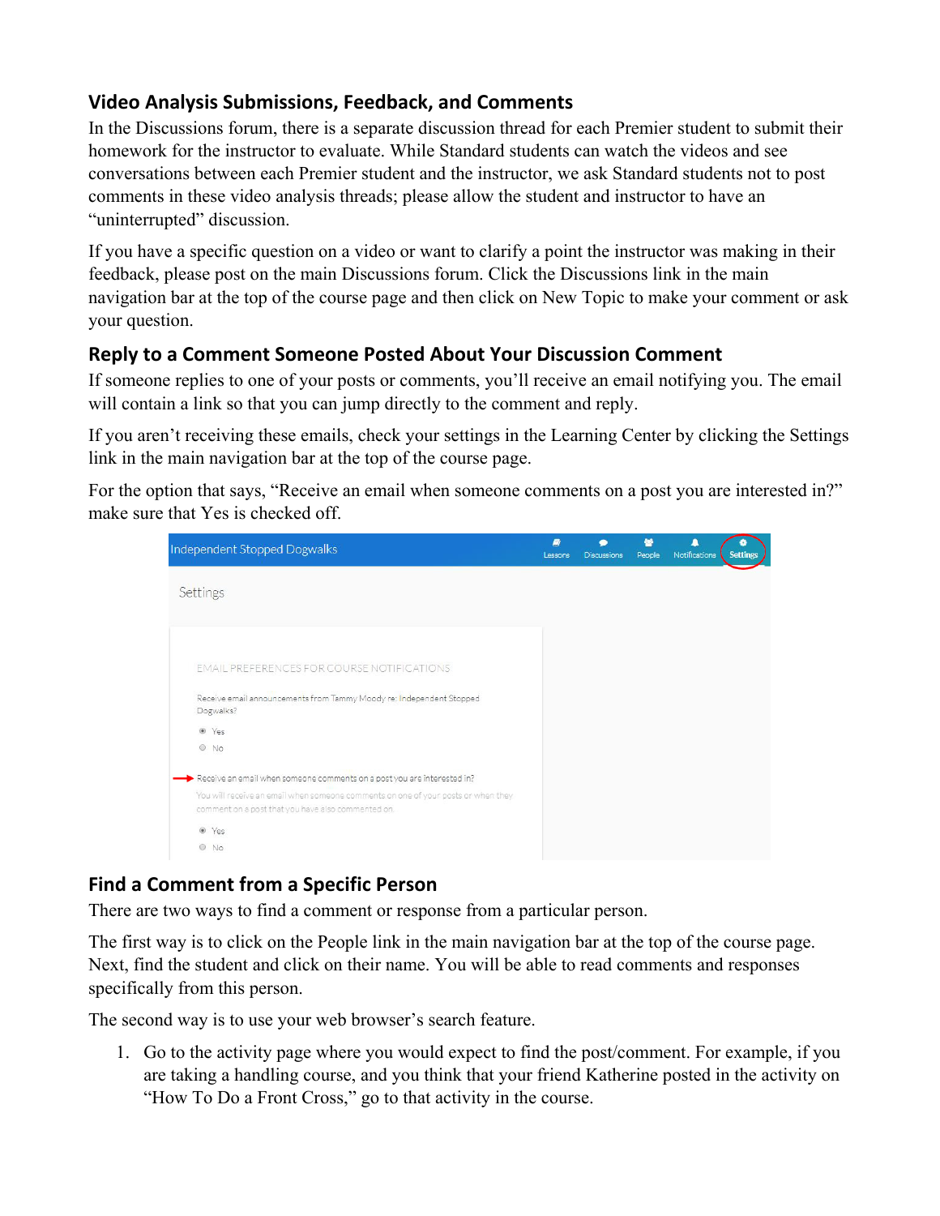## Video Analysis Submissions, Feedback, and Comments

In the Discussions forum, there is a separate discussion thread for each Premier student to submit their homework for the instructor to evaluate. While Standard students can watch the videos and see conversations between each Premier student and the instructor, we ask Standard students not to post comments in these video analysis threads; please allow the student and instructor to have an "uninterrupted" discussion.

If you have a specific question on a video or want to clarify a point the instructor was making in their feedback, please post on the main Discussions forum. Click the Discussions link in the main navigation bar at the top of the course page and then click on New Topic to make your comment or ask your question.

## Reply to a Comment Someone Posted About Your Discussion Comment

If someone replies to one of your posts or comments, you'll receive an email notifying you. The email will contain a link so that you can jump directly to the comment and reply.

If you aren't receiving these emails, check your settings in the Learning Center by clicking the Settings link in the main navigation bar at the top of the course page.

For the option that says, "Receive an email when someone comments on a post you are interested in?" make sure that Yes is checked off.

## Find a Comment from a Specific Person

There are two ways to find a comment or response from a particular person.

The first way is to click on the People link in the main navigation bar at the top of the course page. Next, find the student and click on their name. You will be able to read comments and responses specifically from this person.

The second way is to use your web browser's search feature.

1. Go to the activity page where you would expect to find the post/comment. For example, if you are taking a handling course, and you think that your friend Katherine posted in the activity on "How To Do a Front Cross," go to that activity in the course.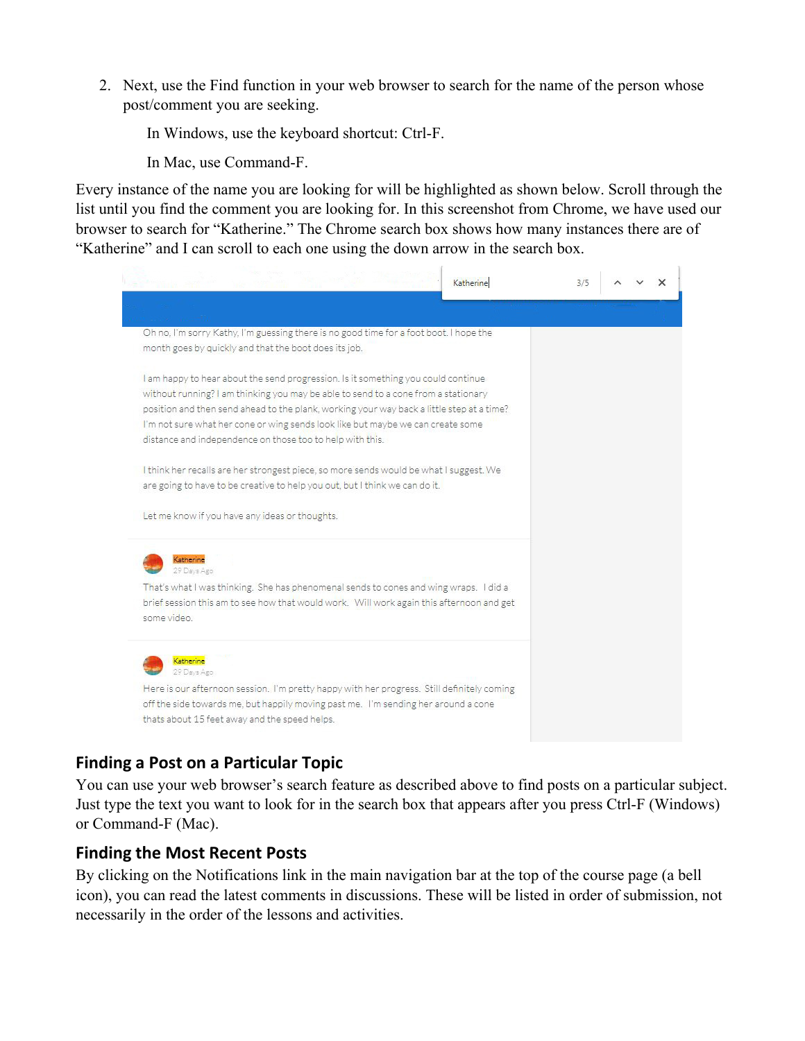2. Next, use the Find function in your web browser to search for the name of the person whose post/comment you are seeking.

   In Windows, use the keyboard shortcut: Ctrl-F.

   In Mac, use Command-F.

Every instance of the name you are looking for will be highlighted as shown below. Scroll through the list until you find the comment you are looking for. In this screenshot from Chrome, we have used our browser to search for "Katherine." The Chrome search box shows how many instances there are of "Katherine" and I can scroll to each one using the down arrow in the search box.

## Finding a Post on a Particular Topic

You can use your web browser's search feature as described above to find posts on a particular subject. Just type the text you want to look for in the search box that appears after you press Ctrl-F (Windows) or Command-F (Mac).

## Finding the Most Recent Posts

By clicking on the Notifications link in the main navigation bar at the top of the course page (a bell icon), you can read the latest comments in discussions. These will be listed in order of submission, not necessarily in the order of the lessons and activities.